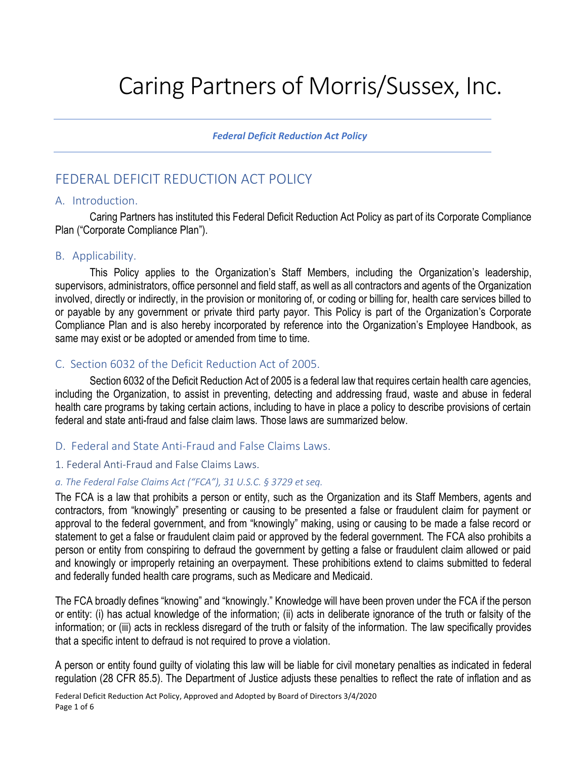# Caring Partners of Morris/Sussex, Inc.

*Federal Deficit Reduction Act Policy*

## FEDERAL DEFICIT REDUCTION ACT POLICY

### A. Introduction.

Caring Partners has instituted this Federal Deficit Reduction Act Policy as part of its Corporate Compliance Plan ("Corporate Compliance Plan").

### B. Applicability.

This Policy applies to the Organization's Staff Members, including the Organization's leadership, supervisors, administrators, office personnel and field staff, as well as all contractors and agents of the Organization involved, directly or indirectly, in the provision or monitoring of, or coding or billing for, health care services billed to or payable by any government or private third party payor. This Policy is part of the Organization's Corporate Compliance Plan and is also hereby incorporated by reference into the Organization's Employee Handbook, as same may exist or be adopted or amended from time to time.

### C. Section 6032 of the Deficit Reduction Act of 2005.

Section 6032 of the Deficit Reduction Act of 2005 is a federal law that requires certain health care agencies, including the Organization, to assist in preventing, detecting and addressing fraud, waste and abuse in federal health care programs by taking certain actions, including to have in place a policy to describe provisions of certain federal and state anti-fraud and false claim laws. Those laws are summarized below.

### D. Federal and State Anti-Fraud and False Claims Laws.

#### 1. Federal Anti-Fraud and False Claims Laws.

##### *a. The Federal False Claims Act ("FCA"), 31 U.S.C. § 3729 et seq.*

The FCA is a law that prohibits a person or entity, such as the Organization and its Staff Members, agents and contractors, from "knowingly" presenting or causing to be presented a false or fraudulent claim for payment or approval to the federal government, and from "knowingly" making, using or causing to be made a false record or statement to get a false or fraudulent claim paid or approved by the federal government. The FCA also prohibits a person or entity from conspiring to defraud the government by getting a false or fraudulent claim allowed or paid and knowingly or improperly retaining an overpayment. These prohibitions extend to claims submitted to federal and federally funded health care programs, such as Medicare and Medicaid.

The FCA broadly defines "knowing" and "knowingly." Knowledge will have been proven under the FCA if the person or entity: (i) has actual knowledge of the information; (ii) acts in deliberate ignorance of the truth or falsity of the information; or (iii) acts in reckless disregard of the truth or falsity of the information. The law specifically provides that a specific intent to defraud is not required to prove a violation.

A person or entity found guilty of violating this law will be liable for civil monetary penalties as indicated in federal regulation (28 CFR 85.5). The Department of Justice adjusts these penalties to reflect the rate of inflation and as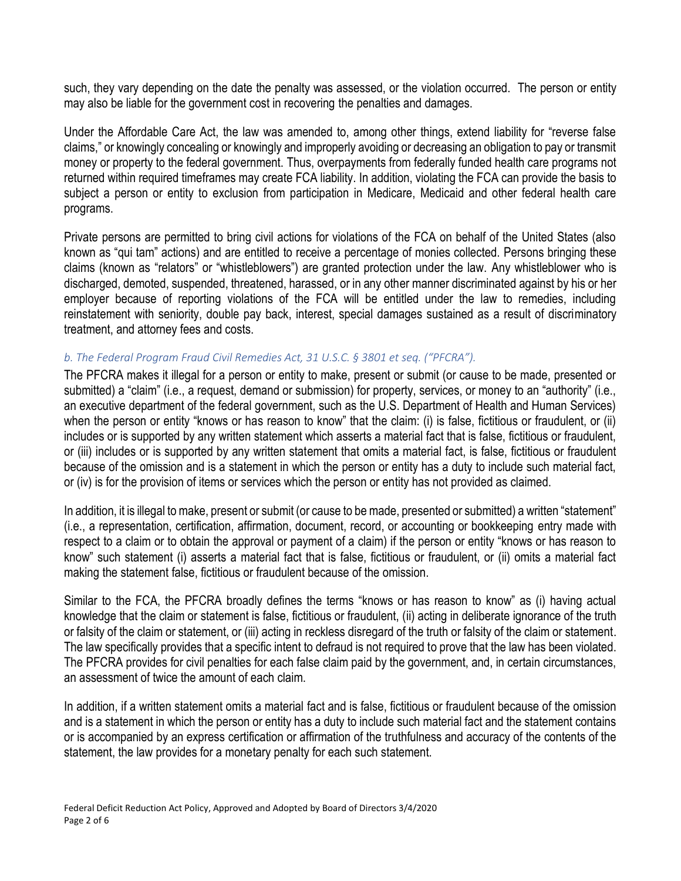such, they vary depending on the date the penalty was assessed, or the violation occurred. The person or entity may also be liable for the government cost in recovering the penalties and damages.

Under the Affordable Care Act, the law was amended to, among other things, extend liability for "reverse false claims," or knowingly concealing or knowingly and improperly avoiding or decreasing an obligation to pay or transmit money or property to the federal government. Thus, overpayments from federally funded health care programs not returned within required timeframes may create FCA liability. In addition, violating the FCA can provide the basis to subject a person or entity to exclusion from participation in Medicare, Medicaid and other federal health care programs.

Private persons are permitted to bring civil actions for violations of the FCA on behalf of the United States (also known as "qui tam" actions) and are entitled to receive a percentage of monies collected. Persons bringing these claims (known as "relators" or "whistleblowers") are granted protection under the law. Any whistleblower who is discharged, demoted, suspended, threatened, harassed, or in any other manner discriminated against by his or her employer because of reporting violations of the FCA will be entitled under the law to remedies, including reinstatement with seniority, double pay back, interest, special damages sustained as a result of discriminatory treatment, and attorney fees and costs.

*b. The Federal Program Fraud Civil Remedies Act, 31 U.S.C. § 3801 et seq. ("PFCRA").*

The PFCRA makes it illegal for a person or entity to make, present or submit (or cause to be made, presented or submitted) a "claim" (i.e., a request, demand or submission) for property, services, or money to an "authority" (i.e., an executive department of the federal government, such as the U.S. Department of Health and Human Services) when the person or entity "knows or has reason to know" that the claim: (i) is false, fictitious or fraudulent, or (ii) includes or is supported by any written statement which asserts a material fact that is false, fictitious or fraudulent, or (iii) includes or is supported by any written statement that omits a material fact, is false, fictitious or fraudulent because of the omission and is a statement in which the person or entity has a duty to include such material fact, or (iv) is for the provision of items or services which the person or entity has not provided as claimed.

In addition, it is illegal to make, present or submit (or cause to be made, presented or submitted) a written "statement" (i.e., a representation, certification, affirmation, document, record, or accounting or bookkeeping entry made with respect to a claim or to obtain the approval or payment of a claim) if the person or entity "knows or has reason to know" such statement (i) asserts a material fact that is false, fictitious or fraudulent, or (ii) omits a material fact making the statement false, fictitious or fraudulent because of the omission.

Similar to the FCA, the PFCRA broadly defines the terms "knows or has reason to know" as (i) having actual knowledge that the claim or statement is false, fictitious or fraudulent, (ii) acting in deliberate ignorance of the truth or falsity of the claim or statement, or (iii) acting in reckless disregard of the truth or falsity of the claim or statement. The law specifically provides that a specific intent to defraud is not required to prove that the law has been violated. The PFCRA provides for civil penalties for each false claim paid by the government, and, in certain circumstances, an assessment of twice the amount of each claim.

In addition, if a written statement omits a material fact and is false, fictitious or fraudulent because of the omission and is a statement in which the person or entity has a duty to include such material fact and the statement contains or is accompanied by an express certification or affirmation of the truthfulness and accuracy of the contents of the statement, the law provides for a monetary penalty for each such statement.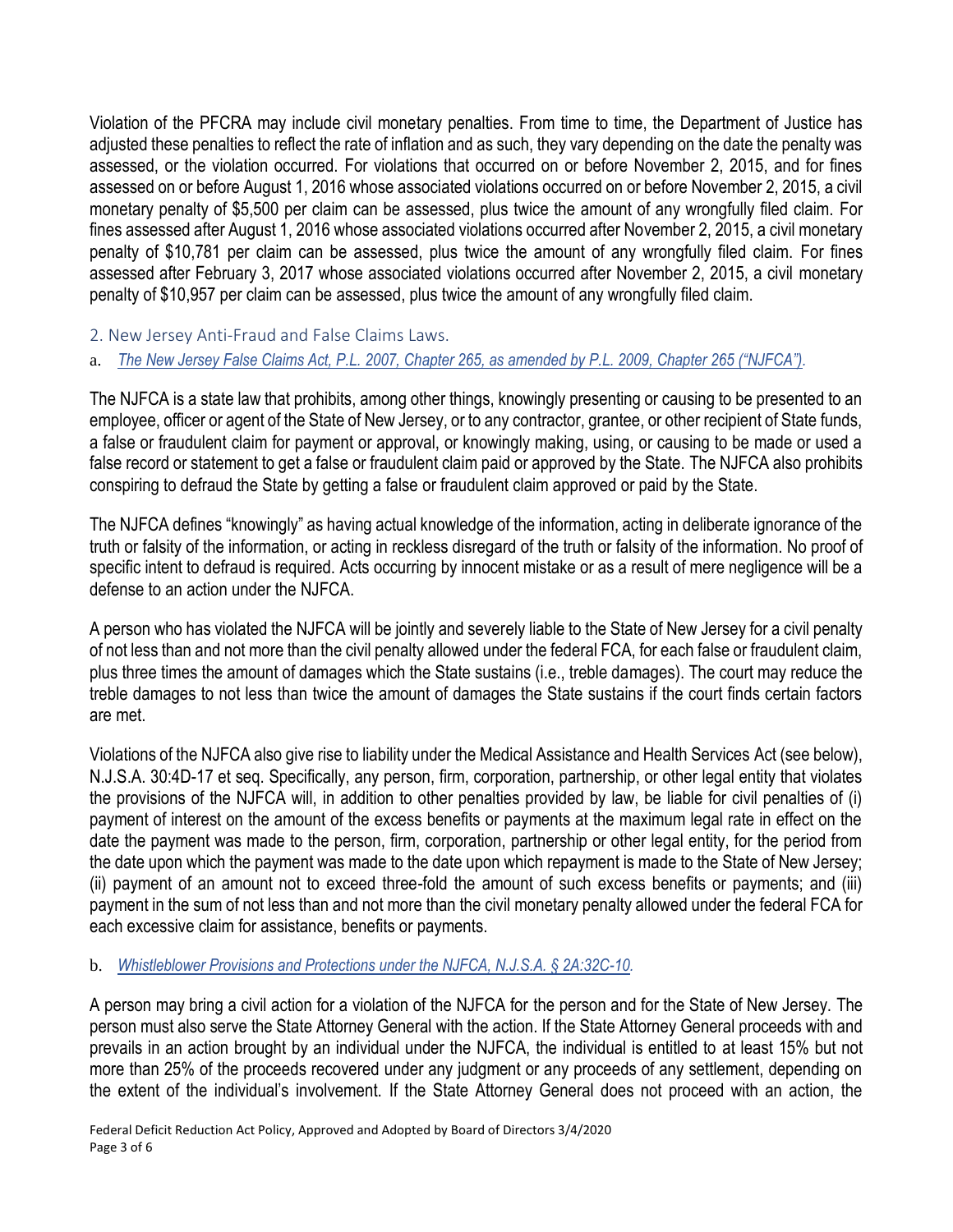Violation of the PFCRA may include civil monetary penalties. From time to time, the Department of Justice has adjusted these penalties to reflect the rate of inflation and as such, they vary depending on the date the penalty was assessed, or the violation occurred. For violations that occurred on or before November 2, 2015, and for fines assessed on or before August 1, 2016 whose associated violations occurred on or before November 2, 2015, a civil monetary penalty of $5,500 per claim can be assessed, plus twice the amount of any wrongfully filed claim. For fines assessed after August 1, 2016 whose associated violations occurred after November 2, 2015, a civil monetary penalty of $10,781 per claim can be assessed, plus twice the amount of any wrongfully filed claim. For fines assessed after February 3, 2017 whose associated violations occurred after November 2, 2015, a civil monetary penalty of $10,957 per claim can be assessed, plus twice the amount of any wrongfully filed claim.

## 2. New Jersey Anti-Fraud and False Claims Laws.

### a. *The New Jersey False Claims Act, P.L. 2007, Chapter 265, as amended by P.L. 2009, Chapter 265 ("NJFCA").*

The NJFCA is a state law that prohibits, among other things, knowingly presenting or causing to be presented to an employee, officer or agent of the State of New Jersey, or to any contractor, grantee, or other recipient of State funds, a false or fraudulent claim for payment or approval, or knowingly making, using, or causing to be made or used a false record or statement to get a false or fraudulent claim paid or approved by the State. The NJFCA also prohibits conspiring to defraud the State by getting a false or fraudulent claim approved or paid by the State.

The NJFCA defines "knowingly" as having actual knowledge of the information, acting in deliberate ignorance of the truth or falsity of the information, or acting in reckless disregard of the truth or falsity of the information. No proof of specific intent to defraud is required. Acts occurring by innocent mistake or as a result of mere negligence will be a defense to an action under the NJFCA.

A person who has violated the NJFCA will be jointly and severely liable to the State of New Jersey for a civil penalty of not less than and not more than the civil penalty allowed under the federal FCA, for each false or fraudulent claim, plus three times the amount of damages which the State sustains (i.e., treble damages). The court may reduce the treble damages to not less than twice the amount of damages the State sustains if the court finds certain factors are met.

Violations of the NJFCA also give rise to liability under the Medical Assistance and Health Services Act (see below), N.J.S.A. 30:4D-17 et seq. Specifically, any person, firm, corporation, partnership, or other legal entity that violates the provisions of the NJFCA will, in addition to other penalties provided by law, be liable for civil penalties of (i) payment of interest on the amount of the excess benefits or payments at the maximum legal rate in effect on the date the payment was made to the person, firm, corporation, partnership or other legal entity, for the period from the date upon which the payment was made to the date upon which repayment is made to the State of New Jersey; (ii) payment of an amount not to exceed three-fold the amount of such excess benefits or payments; and (iii) payment in the sum of not less than and not more than the civil monetary penalty allowed under the federal FCA for each excessive claim for assistance, benefits or payments.

### b. *Whistleblower Provisions and Protections under the NJFCA, N.J.S.A. § 2A:32C-10.*

A person may bring a civil action for a violation of the NJFCA for the person and for the State of New Jersey. The person must also serve the State Attorney General with the action. If the State Attorney General proceeds with and prevails in an action brought by an individual under the NJFCA, the individual is entitled to at least 15% but not more than 25% of the proceeds recovered under any judgment or any proceeds of any settlement, depending on the extent of the individual's involvement. If the State Attorney General does not proceed with an action, the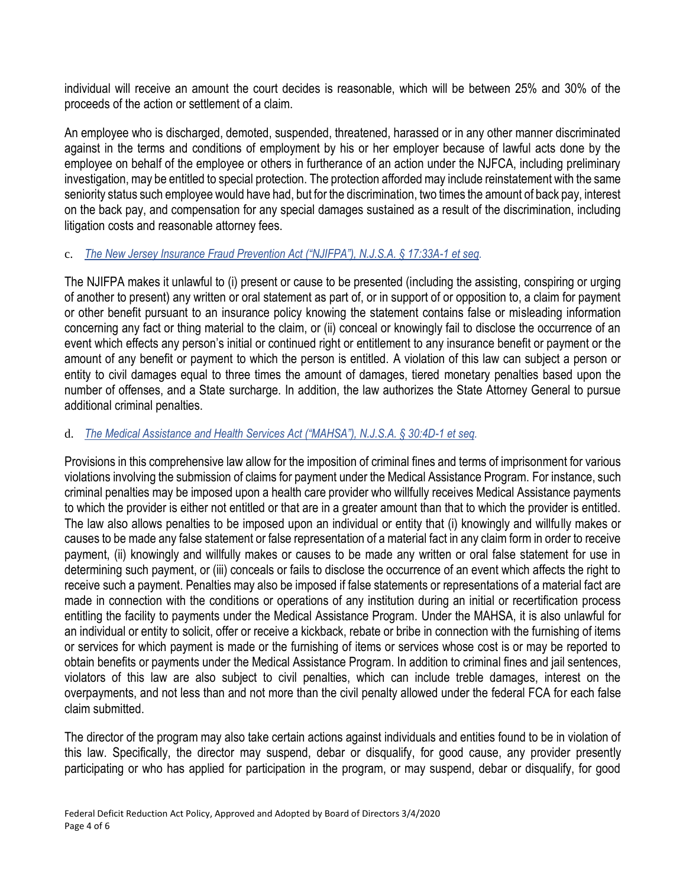individual will receive an amount the court decides is reasonable, which will be between 25% and 30% of the proceeds of the action or settlement of a claim.

An employee who is discharged, demoted, suspended, threatened, harassed or in any other manner discriminated against in the terms and conditions of employment by his or her employer because of lawful acts done by the employee on behalf of the employee or others in furtherance of an action under the NJFCA, including preliminary investigation, may be entitled to special protection. The protection afforded may include reinstatement with the same seniority status such employee would have had, but for the discrimination, two times the amount of back pay, interest on the back pay, and compensation for any special damages sustained as a result of the discrimination, including litigation costs and reasonable attorney fees.

c. *The New Jersey Insurance Fraud Prevention Act ("NJIFPA"), N.J.S.A. § 17:33A-1 et seq.*

The NJIFPA makes it unlawful to (i) present or cause to be presented (including the assisting, conspiring or urging of another to present) any written or oral statement as part of, or in support of or opposition to, a claim for payment or other benefit pursuant to an insurance policy knowing the statement contains false or misleading information concerning any fact or thing material to the claim, or (ii) conceal or knowingly fail to disclose the occurrence of an event which effects any person's initial or continued right or entitlement to any insurance benefit or payment or the amount of any benefit or payment to which the person is entitled. A violation of this law can subject a person or entity to civil damages equal to three times the amount of damages, tiered monetary penalties based upon the number of offenses, and a State surcharge. In addition, the law authorizes the State Attorney General to pursue additional criminal penalties.

d. *The Medical Assistance and Health Services Act ("MAHSA"), N.J.S.A. § 30:4D-1 et seq.*

Provisions in this comprehensive law allow for the imposition of criminal fines and terms of imprisonment for various violations involving the submission of claims for payment under the Medical Assistance Program. For instance, such criminal penalties may be imposed upon a health care provider who willfully receives Medical Assistance payments to which the provider is either not entitled or that are in a greater amount than that to which the provider is entitled. The law also allows penalties to be imposed upon an individual or entity that (i) knowingly and willfully makes or causes to be made any false statement or false representation of a material fact in any claim form in order to receive payment, (ii) knowingly and willfully makes or causes to be made any written or oral false statement for use in determining such payment, or (iii) conceals or fails to disclose the occurrence of an event which affects the right to receive such a payment. Penalties may also be imposed if false statements or representations of a material fact are made in connection with the conditions or operations of any institution during an initial or recertification process entitling the facility to payments under the Medical Assistance Program. Under the MAHSA, it is also unlawful for an individual or entity to solicit, offer or receive a kickback, rebate or bribe in connection with the furnishing of items or services for which payment is made or the furnishing of items or services whose cost is or may be reported to obtain benefits or payments under the Medical Assistance Program. In addition to criminal fines and jail sentences, violators of this law are also subject to civil penalties, which can include treble damages, interest on the overpayments, and not less than and not more than the civil penalty allowed under the federal FCA for each false claim submitted.

The director of the program may also take certain actions against individuals and entities found to be in violation of this law. Specifically, the director may suspend, debar or disqualify, for good cause, any provider presently participating or who has applied for participation in the program, or may suspend, debar or disqualify, for good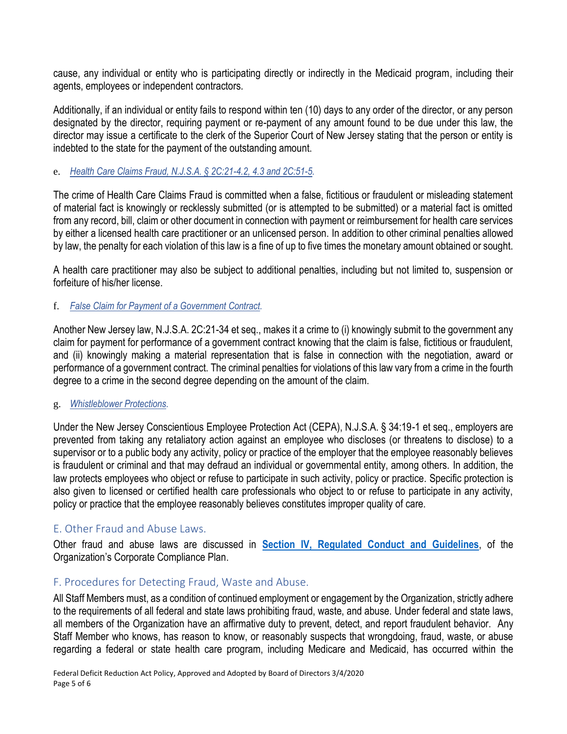cause, any individual or entity who is participating directly or indirectly in the Medicaid program, including their agents, employees or independent contractors.

Additionally, if an individual or entity fails to respond within ten (10) days to any order of the director, or any person designated by the director, requiring payment or re-payment of any amount found to be due under this law, the director may issue a certificate to the clerk of the Superior Court of New Jersey stating that the person or entity is indebted to the state for the payment of the outstanding amount.

e. *Health Care Claims Fraud, N.J.S.A. § 2C:21-4.2, 4.3 and 2C:51-5.*

The crime of Health Care Claims Fraud is committed when a false, fictitious or fraudulent or misleading statement of material fact is knowingly or recklessly submitted (or is attempted to be submitted) or a material fact is omitted from any record, bill, claim or other document in connection with payment or reimbursement for health care services by either a licensed health care practitioner or an unlicensed person. In addition to other criminal penalties allowed by law, the penalty for each violation of this law is a fine of up to five times the monetary amount obtained or sought.

A health care practitioner may also be subject to additional penalties, including but not limited to, suspension or forfeiture of his/her license.

f. *False Claim for Payment of a Government Contract.*

Another New Jersey law, N.J.S.A. 2C:21-34 et seq., makes it a crime to (i) knowingly submit to the government any claim for payment for performance of a government contract knowing that the claim is false, fictitious or fraudulent, and (ii) knowingly making a material representation that is false in connection with the negotiation, award or performance of a government contract. The criminal penalties for violations of this law vary from a crime in the fourth degree to a crime in the second degree depending on the amount of the claim.

g. *Whistleblower Protections.*

Under the New Jersey Conscientious Employee Protection Act (CEPA), N.J.S.A. § 34:19-1 et seq., employers are prevented from taking any retaliatory action against an employee who discloses (or threatens to disclose) to a supervisor or to a public body any activity, policy or practice of the employer that the employee reasonably believes is fraudulent or criminal and that may defraud an individual or governmental entity, among others. In addition, the law protects employees who object or refuse to participate in such activity, policy or practice. Specific protection is also given to licensed or certified health care professionals who object to or refuse to participate in any activity, policy or practice that the employee reasonably believes constitutes improper quality of care.

## E. Other Fraud and Abuse Laws.

Other fraud and abuse laws are discussed in **Section IV, Regulated Conduct and Guidelines**, of the Organization's Corporate Compliance Plan.

## F. Procedures for Detecting Fraud, Waste and Abuse.

All Staff Members must, as a condition of continued employment or engagement by the Organization, strictly adhere to the requirements of all federal and state laws prohibiting fraud, waste, and abuse. Under federal and state laws, all members of the Organization have an affirmative duty to prevent, detect, and report fraudulent behavior. Any Staff Member who knows, has reason to know, or reasonably suspects that wrongdoing, fraud, waste, or abuse regarding a federal or state health care program, including Medicare and Medicaid, has occurred within the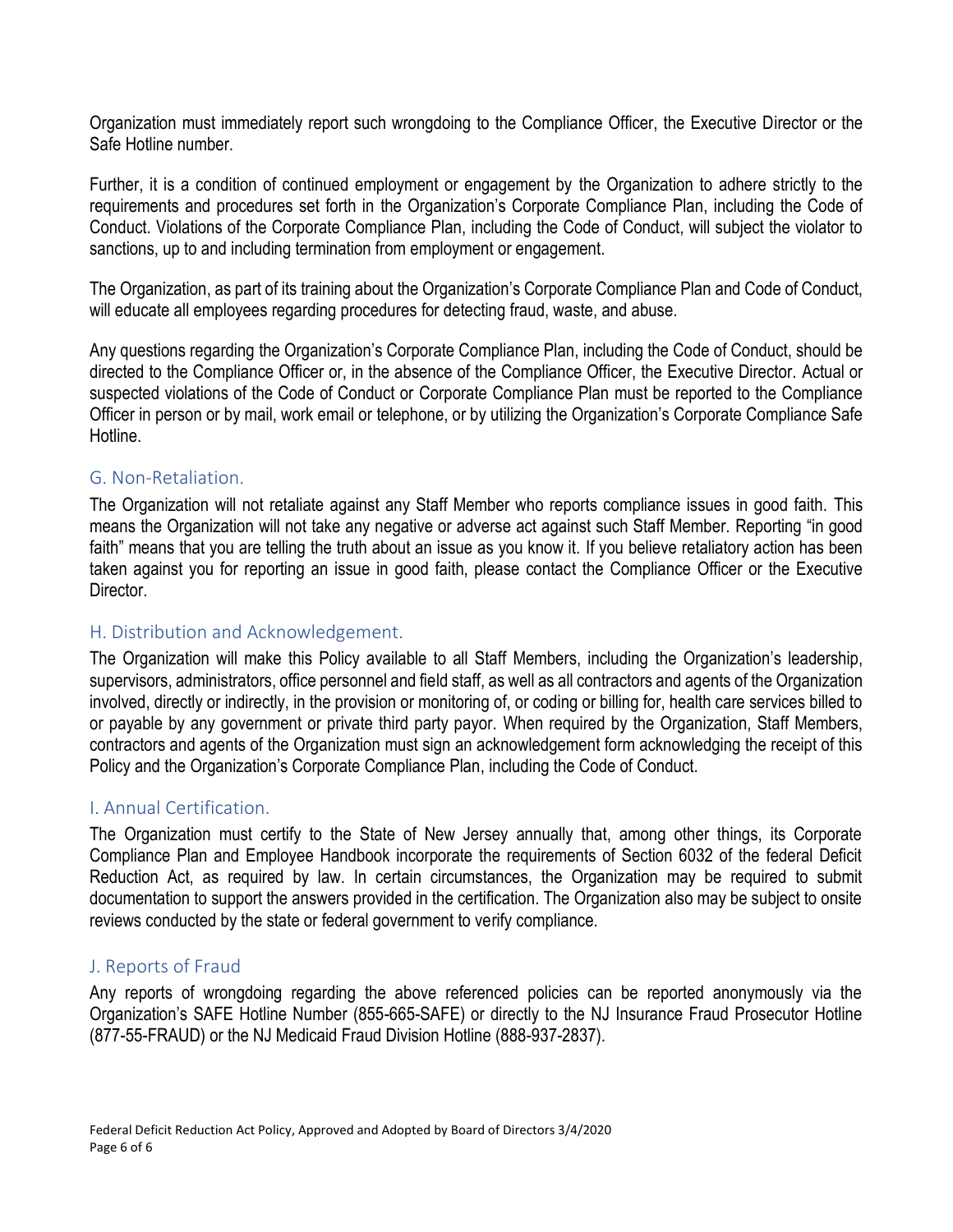Organization must immediately report such wrongdoing to the Compliance Officer, the Executive Director or the Safe Hotline number.

Further, it is a condition of continued employment or engagement by the Organization to adhere strictly to the requirements and procedures set forth in the Organization's Corporate Compliance Plan, including the Code of Conduct. Violations of the Corporate Compliance Plan, including the Code of Conduct, will subject the violator to sanctions, up to and including termination from employment or engagement.

The Organization, as part of its training about the Organization's Corporate Compliance Plan and Code of Conduct, will educate all employees regarding procedures for detecting fraud, waste, and abuse.

Any questions regarding the Organization's Corporate Compliance Plan, including the Code of Conduct, should be directed to the Compliance Officer or, in the absence of the Compliance Officer, the Executive Director. Actual or suspected violations of the Code of Conduct or Corporate Compliance Plan must be reported to the Compliance Officer in person or by mail, work email or telephone, or by utilizing the Organization's Corporate Compliance Safe Hotline.

## G. Non-Retaliation.

The Organization will not retaliate against any Staff Member who reports compliance issues in good faith. This means the Organization will not take any negative or adverse act against such Staff Member. Reporting "in good faith" means that you are telling the truth about an issue as you know it. If you believe retaliatory action has been taken against you for reporting an issue in good faith, please contact the Compliance Officer or the Executive Director.

## H. Distribution and Acknowledgement.

The Organization will make this Policy available to all Staff Members, including the Organization's leadership, supervisors, administrators, office personnel and field staff, as well as all contractors and agents of the Organization involved, directly or indirectly, in the provision or monitoring of, or coding or billing for, health care services billed to or payable by any government or private third party payor. When required by the Organization, Staff Members, contractors and agents of the Organization must sign an acknowledgement form acknowledging the receipt of this Policy and the Organization's Corporate Compliance Plan, including the Code of Conduct.

## I. Annual Certification.

The Organization must certify to the State of New Jersey annually that, among other things, its Corporate Compliance Plan and Employee Handbook incorporate the requirements of Section 6032 of the federal Deficit Reduction Act, as required by law. In certain circumstances, the Organization may be required to submit documentation to support the answers provided in the certification. The Organization also may be subject to onsite reviews conducted by the state or federal government to verify compliance.

## J. Reports of Fraud

Any reports of wrongdoing regarding the above referenced policies can be reported anonymously via the Organization's SAFE Hotline Number (855-665-SAFE) or directly to the NJ Insurance Fraud Prosecutor Hotline (877-55-FRAUD) or the NJ Medicaid Fraud Division Hotline (888-937-2837).